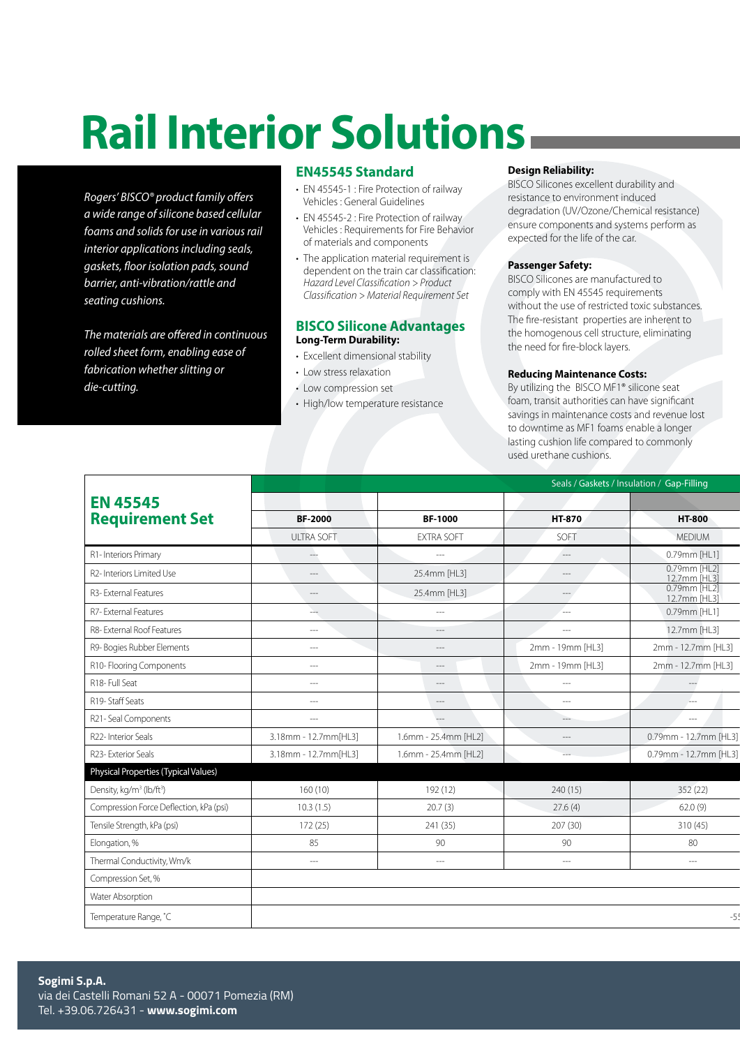# Rail Interior Solutions

*Rogers' BISCO® product family offers a wide range of silicone based cellular foams and solids for use in various rail interior applications including seals, gaskets, floor isolation pads, sound barrier, anti-vibration/rattle and seating cushions.*

*The materials are offered in continuous rolled sheet form, enabling ease of fabrication whether slitting or die-cutting.*

## EN45545 Standard

- EN 45545-1 : Fire Protection of railway Vehicles : General Guidelines
- EN 45545-2 : Fire Protection of railway Vehicles : Requirements for Fire Behavior of materials and components
- The application material requirement is dependent on the train car classification: *Hazard Level Classification > Product Classification > Material Requirement Set*

## BISCO Silicone Advantages

**Long-Term Durability:**

- Excellent dimensional stability
- Low stress relaxation
- Low compression set
- High/low temperature resistance

**Design Reliability:**
BISCO Silicones excellent durability and resistance to environment induced degradation (UV/Ozone/Chemical resistance) ensure components and systems perform as expected for the life of the car.

**Passenger Safety:**
BISCO Silicones are manufactured to comply with EN 45545 requirements without the use of restricted toxic substances. The fire-resistant properties are inherent to the homogenous cell structure, eliminating the need for fire-block layers.

**Reducing Maintenance Costs:**
By utilizing the BISCO MF1® silicone seat foam, transit authorities can have significant savings in maintenance costs and revenue lost to downtime as MF1 foams enable a longer lasting cushion life compared to commonly used urethane cushions.

| EN 45545 Requirement Set | Seals / Gaskets / Insulation / Gap-Filling | | | |
|---|---|---|---|---|
| | BF-2000 | BF-1000 | HT-870 | HT-800 |
| | ULTRA SOFT | EXTRA SOFT | SOFT | MEDIUM |
| R1- Interiors Primary | --- | --- | --- | 0.79mm [HL1] |
| R2- Interiors Limited Use | --- | 25.4mm [HL3] | --- | 0.79mm [HL2] 12.7mm [HL3] |
| R3- External Features | --- | 25.4mm [HL3] | --- | 0.79mm [HL2] 12.7mm [HL3] |
| R7- External Features | --- | --- | --- | 0.79mm [HL1] |
| R8- External Roof Features | --- | --- | --- | 12.7mm [HL3] |
| R9- Bogies Rubber Elements | --- | --- | 2mm - 19mm [HL3] | 2mm - 12.7mm [HL3] |
| R10- Flooring Components | --- | --- | 2mm - 19mm [HL3] | 2mm - 12.7mm [HL3] |
| R18- Full Seat | --- | --- | --- | --- |
| R19- Staff Seats | --- | --- | --- | --- |
| R21- Seal Components | --- | --- | --- | --- |
| R22- Interior Seals | 3.18mm - 12.7mm[HL3] | 1.6mm - 25.4mm [HL2] | --- | 0.79mm - 12.7mm [HL3] |
| R23- Exterior Seals | 3.18mm - 12.7mm[HL3] | 1.6mm - 25.4mm [HL2] | --- | 0.79mm - 12.7mm [HL3] |
| **Physical Properties (Typical Values)** | | | | |
| Density, kg/m³ (lb/ft³) | 160 (10) | 192 (12) | 240 (15) | 352 (22) |
| Compression Force Deflection, kPa (psi) | 10.3 (1.5) | 20.7 (3) | 27.6 (4) | 62.0 (9) |
| Tensile Strength, kPa (psi) | 172 (25) | 241 (35) | 207 (30) | 310 (45) |
| Elongation, % | 85 | 90 | 90 | 80 |
| Thermal Conductivity, Wm/k | --- | --- | --- | --- |
| Compression Set, % | | | | |
| Water Absorption | | | | |
| Temperature Range, °C | | | | -5 |

**Sogimi S.p.A.**
via dei Castelli Romani 52 A - 00071 Pomezia (RM)
Tel. +39.06.726431 - **www.sogimi.com**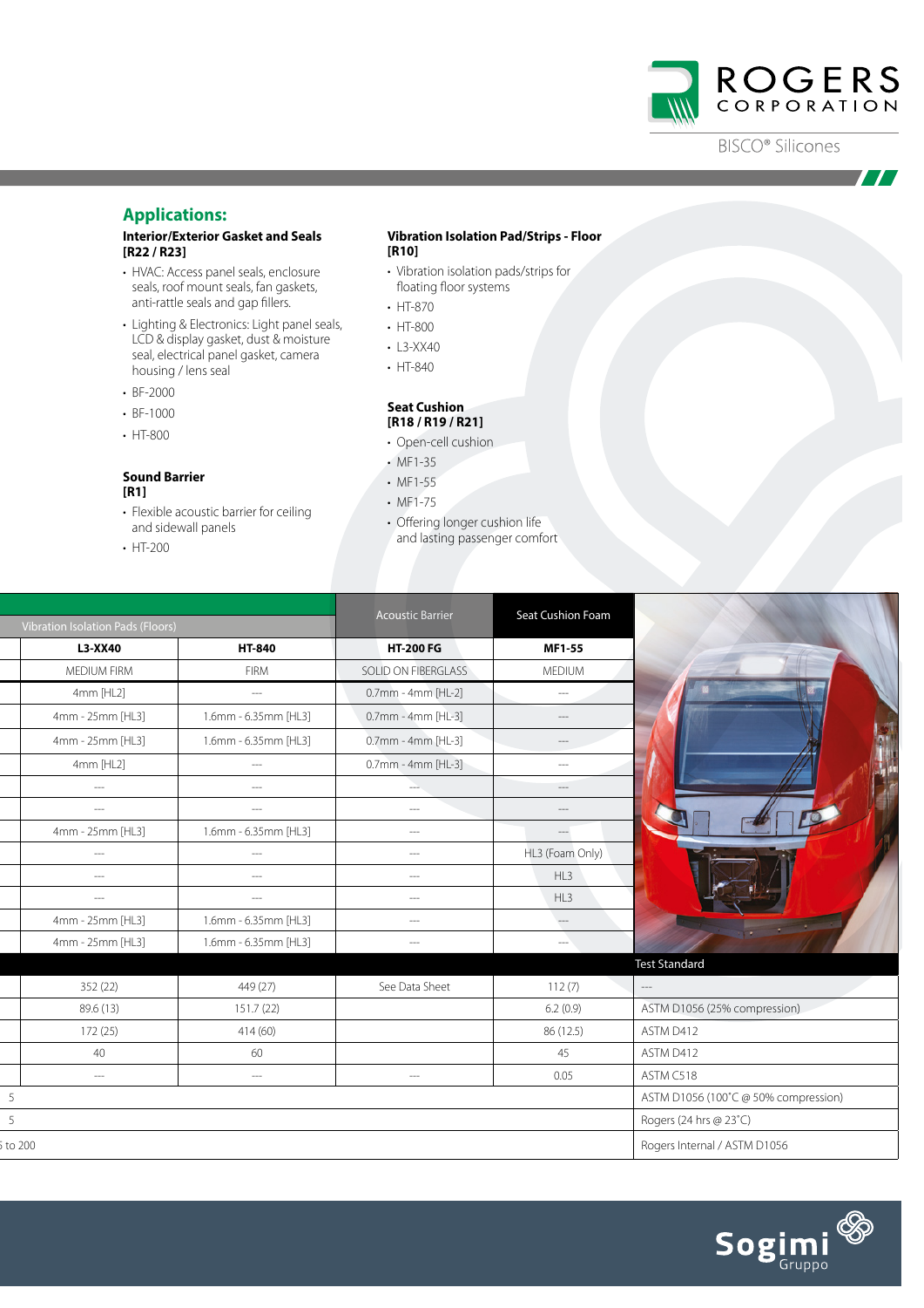## Applications:

### Interior/Exterior Gasket and Seals [R22 / R23]

- HVAC: Access panel seals, enclosure seals, roof mount seals, fan gaskets, anti-rattle seals and gap fillers.
- Lighting & Electronics: Light panel seals, LCD & display gasket, dust & moisture seal, electrical panel gasket, camera housing / lens seal
- BF-2000
- BF-1000
- HT-800

### Sound Barrier [R1]

- Flexible acoustic barrier for ceiling and sidewall panels
- HT-200

### Vibration Isolation Pad/Strips - Floor [R10]

- Vibration isolation pads/strips for floating floor systems
- HT-870
- HT-800
- L3-XX40
- HT-840

### Seat Cushion [R18 / R19 / R21]

- Open-cell cushion
- MF1-35
- MF1-55
- MF1-75
- Offering longer cushion life and lasting passenger comfort

| Vibration Isolation Pads (Floors) | | Acoustic Barrier | Seat Cushion Foam | |
|---|---|---|---|---|
| **L3-XX40** | **HT-840** | **HT-200 FG** | **MF1-55** | |
| MEDIUM FIRM | FIRM | SOLID ON FIBERGLASS | MEDIUM | |
| 4mm [HL2] | --- | 0.7mm - 4mm [HL-2] | --- | |
| 4mm - 25mm [HL3] | 1.6mm - 6.35mm [HL3] | 0.7mm - 4mm [HL-3] | --- | |
| 4mm - 25mm [HL3] | 1.6mm - 6.35mm [HL3] | 0.7mm - 4mm [HL-3] | --- | |
| 4mm [HL2] | --- | 0.7mm - 4mm [HL-3] | --- | |
| --- | --- | --- | --- | |
| --- | --- | --- | --- | |
| 4mm - 25mm [HL3] | 1.6mm - 6.35mm [HL3] | --- | --- | |
| --- | --- | --- | HL3 (Foam Only) | |
| --- | --- | --- | HL3 | |
| --- | --- | --- | HL3 | |
| 4mm - 25mm [HL3] | 1.6mm - 6.35mm [HL3] | --- | --- | |
| 4mm - 25mm [HL3] | 1.6mm - 6.35mm [HL3] | --- | --- | |
| | | | | Test Standard |
| 352 (22) | 449 (27) | See Data Sheet | 112 (7) | --- |
| 89.6 (13) | 151.7 (22) | | 6.2 (0.9) | ASTM D1056 (25% compression) |
| 172 (25) | 414 (60) | | 86 (12.5) | ASTM D412 |
| 40 | 60 | | 45 | ASTM D412 |
| --- | --- | --- | 0.05 | ASTM C518 |
| 5 | | | | ASTM D1056 (100˚C @ 50% compression) |
| 5 | | | | Rogers (24 hrs @ 23˚C) |
| 5 to 200 | | | | Rogers Internal / ASTM D1056 |